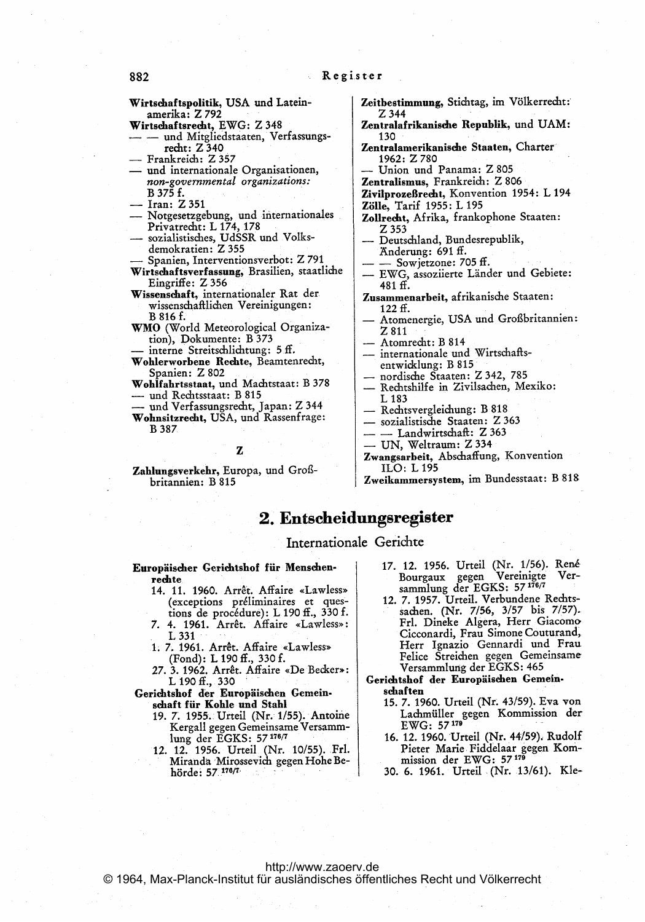**Wirtschaftspolitik,** USA und Lateinamerika: Z 792

**Wirtschaftsrecht,** EWG: Z 348
- — und Mitgliedstaaten, Verfassungsrecht: Z 340
- Frankreich: Z 357
- und internationale Organisationen, *non-governmental organizations:* B 375 f.
- Iran: Z 351
- Notgesetzgebung, und internationales Privatrecht: L 174, 178
- sozialistisches, UdSSR und Volksdemokratien: Z 355
- Spanien, Interventionsverbot: Z 791

**Wirtschaftsverfassung,** Brasilien, staatliche Eingriffe: Z 356

**Wissenschaft,** internationaler Rat der wissenschaftlichen Vereinigungen: B 816 f.

**WMO** (World Meteorological Organization), Dokumente: B 373
- interne Streitschlichtung: 5 ff.

**Wohlerworbene Rechte,** Beamtenrecht, Spanien: Z 802

**Wohlfahrtsstaat,** und Machtstaat: B 378
- und Rechtsstaat: B 815
- und Verfassungsrecht, Japan: Z 344

**Wohnsitzrecht,** USA, und Rassenfrage: B 387

## Z

**Zahlungsverkehr,** Europa, und Großbritannien: B 815

**Zeitbestimmung,** Stichtag, im Völkerrecht: Z 344

**Zentralafrikanische Republik,** und UAM: 130

**Zentralamerikanische Staaten,** Charter 1962: Z 780
- Union und Panama: Z 805

**Zentralismus,** Frankreich: Z 806

**Zivilprozeßrecht,** Konvention 1954: L 194

**Zölle,** Tarif 1955: L 195

**Zollrecht,** Afrika, frankophone Staaten: Z 353
- Deutschland, Bundesrepublik, Änderung: 691 ff.
- — Sowjetzone: 705 ff.
- EWG, assoziierte Länder und Gebiete: 481 ff.

**Zusammenarbeit,** afrikanische Staaten: 122 ff.
- Atomenergie, USA und Großbritannien: Z 811
- Atomrecht: B 814
- internationale und Wirtschaftsentwicklung: B 815
- nordische Staaten: Z 342, 785
- Rechtshilfe in Zivilsachen, Mexiko: L 183
- Rechtsvergleichung: B 818
- sozialistische Staaten: Z 363
- — Landwirtschaft: Z 363
- UN, Weltraum: Z 334

**Zwangsarbeit,** Abschaffung, Konvention ILO: L 195

**Zweikammersystem,** im Bundesstaat: B 818

# 2. Entscheidungsregister

## Internationale Gerichte

**Europäischer Gerichtshof für Menschenrechte**

14. 11. 1960. Arrêt. Affaire «Lawless» (exceptions préliminaires et questions de procédure): L 190 ff., 330 f.

7. 4. 1961. Arrêt. Affaire «Lawless»: L 331

1. 7. 1961. Arrêt. Affaire «Lawless» (Fond): L 190 ff., 330 f.

27. 3. 1962. Arrêt. Affaire «De Becker»: L 190 ff., 330

**Gerichtshof der Europäischen Gemeinschaft für Kohle und Stahl**

19. 7. 1955. Urteil (Nr. 1/55). Antoine Kergall gegen Gemeinsame Versammlung der EGKS: 57 [176/7]

12. 12. 1956. Urteil (Nr. 10/55). Frl. Miranda Mirossevich gegen Hohe Behörde: 57 [176/7]

17. 12. 1956. Urteil (Nr. 1/56). René Bourgaux gegen Vereinigte Versammlung der EGKS: 57 [176/7]

12. 7. 1957. Urteil. Verbundene Rechtssachen. (Nr. 7/56, 3/57 bis 7/57). Frl. Dineke Algera, Herr Giacomo Cicconardi, Frau Simone Couturand, Herr Ignazio Gennardi und Frau Felice Streichen gegen Gemeinsame Versammlung der EGKS: 465

**Gerichtshof der Europäischen Gemeinschaften**

15. 7. 1960. Urteil (Nr. 43/59). Eva von Lachmüller gegen Kommission der EWG: 57 [179]

16. 12. 1960. Urteil (Nr. 44/59). Rudolf Pieter Marie Fiddelaar gegen Kommission der EWG: 57 [179]

30. 6. 1961. Urteil (Nr. 13/61). Kle-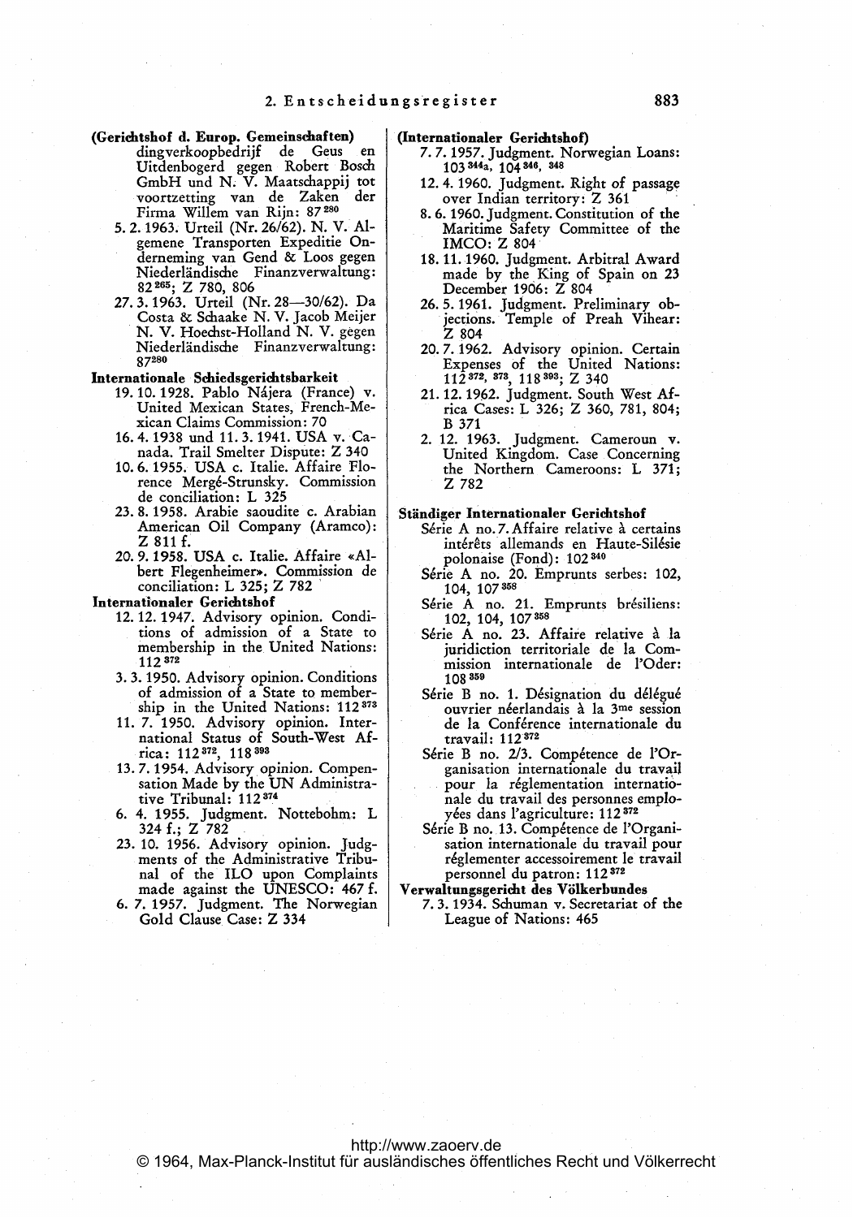**(Gerichtshof d. Europ. Gemeinschaften)**

dingverkoopbedrijf de Geus en Uitdenbogerd gegen Robert Bosch GmbH und N. V. Maatschappij tot voortzetting van de Zaken der Firma Willem van Rijn: 87[280]

5. 2. 1963. Urteil (Nr. 26/62). N. V. Algemene Transporten Expeditie Onderneming van Gend & Loos gegen Niederländische Finanzverwaltung: 82[265]; Z 780, 806

27. 3. 1963. Urteil (Nr. 28—30/62). Da Costa & Schaake N. V. Jacob Meijer N. V. Hoechst-Holland N. V. gegen Niederländische Finanzverwaltung: 87[280]

**Internationale Schiedsgerichtsbarkeit**

19. 10. 1928. Pablo Nájera (France) v. United Mexican States, French-Mexican Claims Commission: 70

16. 4. 1938 und 11. 3. 1941. USA v. Canada. Trail Smelter Dispute: Z 340

10. 6. 1955. USA c. Italie. Affaire Florence Mergé-Strunsky. Commission de conciliation: L 325

23. 8. 1958. Arabie saoudite c. Arabian American Oil Company (Aramco): Z 811 f.

20. 9. 1958. USA c. Italie. Affaire «Albert Flegenheimer». Commission de conciliation: L 325; Z 782

**Internationaler Gerichtshof**

12. 12. 1947. Advisory opinion. Conditions of admission of a State to membership in the United Nations: 112[372]

3. 3. 1950. Advisory opinion. Conditions of admission of a State to membership in the United Nations: 112[373]

11. 7. 1950. Advisory opinion. International Status of South-West Africa: 112[372], 118[393]

13. 7. 1954. Advisory opinion. Compensation Made by the UN Administrative Tribunal: 112[374]

6. 4. 1955. Judgment. Nottebohm: L 324 f.; Z 782

23. 10. 1956. Advisory opinion. Judgments of the Administrative Tribunal of the ILO upon Complaints made against the UNESCO: 467 f.

6. 7. 1957. Judgment. The Norwegian Gold Clause Case: Z 334

**(Internationaler Gerichtshof)**

7. 7. 1957. Judgment. Norwegian Loans: 103[344a], 104[346, 348]

12. 4. 1960. Judgment. Right of passage over Indian territory: Z 361

8. 6. 1960. Judgment. Constitution of the Maritime Safety Committee of the IMCO: Z 804

18. 11. 1960. Judgment. Arbitral Award made by the King of Spain on 23 December 1906: Z 804

26. 5. 1961. Judgment. Preliminary objections. Temple of Preah Vihear: Z 804

20. 7. 1962. Advisory opinion. Certain Expenses of the United Nations: 112[372, 373], 118[393]; Z 340

21. 12. 1962. Judgment. South West Africa Cases: L 326; Z 360, 781, 804; B 371

2. 12. 1963. Judgment. Cameroun v. United Kingdom. Case Concerning the Northern Cameroons: L 371; Z 782

**Ständiger Internationaler Gerichtshof**

Série A no. 7. Affaire relative à certains intérêts allemands en Haute-Silésie polonaise (Fond): 102[340]

Série A no. 20. Emprunts serbes: 102, 104, 107[358]

Série A no. 21. Emprunts brésiliens: 102, 104, 107[358]

Série A no. 23. Affaire relative à la juridiction territoriale de la Commission internationale de l'Oder: 108[359]

Série B no. 1. Désignation du délégué ouvrier néerlandais à la 3me session de la Conférence internationale du travail: 112[372]

Série B no. 2/3. Compétence de l'Organisation internationale du travail pour la réglementation internationale du travail des personnes employées dans l'agriculture: 112[372]

Série B no. 13. Compétence de l'Organisation internationale du travail pour réglementer accessoirement le travail personnel du patron: 112[372]

**Verwaltungsgericht des Völkerbundes**

7. 3. 1934. Schuman v. Secretariat of the League of Nations: 465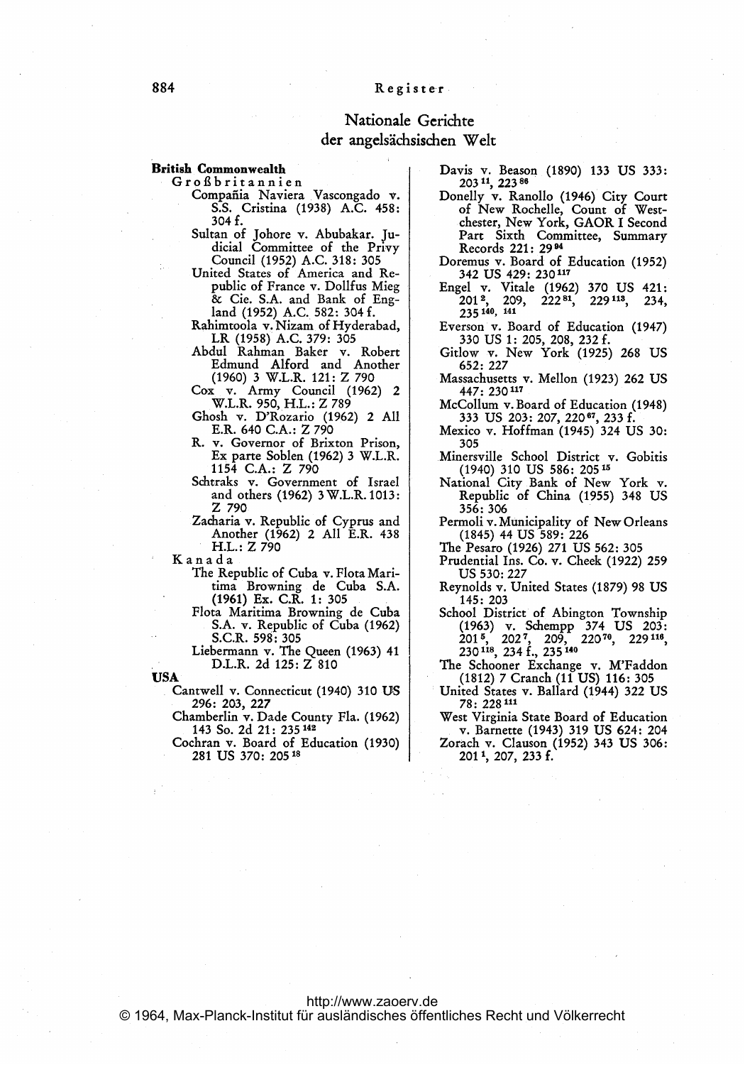## Nationale Gerichte der angelsächsischen Welt

**British Commonwealth**

Großbritannien

- Compañia Naviera Vascongado v. S.S. Cristina (1938) A.C. 458: 304 f.
- Sultan of Johore v. Abubakar. Judicial Committee of the Privy Council (1952) A.C. 318: 305
- United States of America and Republic of France v. Dollfus Mieg & Cie. S.A. and Bank of England (1952) A.C. 582: 304 f.
- Rahimtoola v. Nizam of Hyderabad, LR (1958) A.C. 379: 305
- Abdul Rahman Baker v. Robert Edmund Alford and Another (1960) 3 W.L.R. 121: Z 790
- Cox v. Army Council (1962) 2 W.L.R. 950, H.L.: Z 789
- Ghosh v. D'Rozario (1962) 2 All E.R. 640 C.A.: Z 790
- R. v. Governor of Brixton Prison, Ex parte Soblen (1962) 3 W.L.R. 1154 C.A.: Z 790
- Schtraks v. Government of Israel and others (1962) 3 W.L.R. 1013: Z 790
- Zacharia v. Republic of Cyprus and Another (1962) 2 All E.R. 438 H.L.: Z 790

Kanada

- The Republic of Cuba v. Flota Maritima Browning de Cuba S.A. (1961) Ex. C.R. 1: 305
- Flota Maritima Browning de Cuba S.A. v. Republic of Cuba (1962) S.C.R. 598: 305
- Liebermann v. The Queen (1963) 41 D.L.R. 2d 125: Z 810

**USA**

- Cantwell v. Connecticut (1940) 310 US 296: 203, 227
- Chamberlin v. Dade County Fla. (1962) 143 So. 2d 21: 235 [142]
- Cochran v. Board of Education (1930) 281 US 370: 205 [18]
- Davis v. Beason (1890) 133 US 333: 203 [11], 223 [86]
- Donelly v. Ranollo (1946) City Court of New Rochelle, Count of Westchester, New York, GAOR I Second Part Sixth Committee, Summary Records 221: 29 [94]
- Doremus v. Board of Education (1952) 342 US 429: 230 [117]
- Engel v. Vitale (1962) 370 US 421: 201 [2], 209, 222 [81], 229 [113], 234, 235 [140, 141]
- Everson v. Board of Education (1947) 330 US 1: 205, 208, 232 f.
- Gitlow v. New York (1925) 268 US 652: 227
- Massachusetts v. Mellon (1923) 262 US 447: 230 [117]
- McCollum v. Board of Education (1948) 333 US 203: 207, 220 [67], 233 f.
- Mexico v. Hoffman (1945) 324 US 30: 305
- Minersville School District v. Gobitis (1940) 310 US 586: 205 [15]
- National City Bank of New York v. Republic of China (1955) 348 US 356: 306
- Permoli v. Municipality of New Orleans (1845) 44 US 589: 226
- The Pesaro (1926) 271 US 562: 305
- Prudential Ins. Co. v. Cheek (1922) 259 US 530: 227
- Reynolds v. United States (1879) 98 US 145: 203
- School District of Abington Township (1963) v. Schempp 374 US 203: 201 [5], 202 [7], 209, 220 [70], 229 [116], 230 [118], 234 f., 235 [140]
- The Schooner Exchange v. M'Faddon (1812) 7 Cranch (11 US) 116: 305
- United States v. Ballard (1944) 322 US 78: 228 [111]
- West Virginia State Board of Education v. Barnette (1943) 319 US 624: 204
- Zorach v. Clauson (1952) 343 US 306: 201 [1], 207, 233 f.